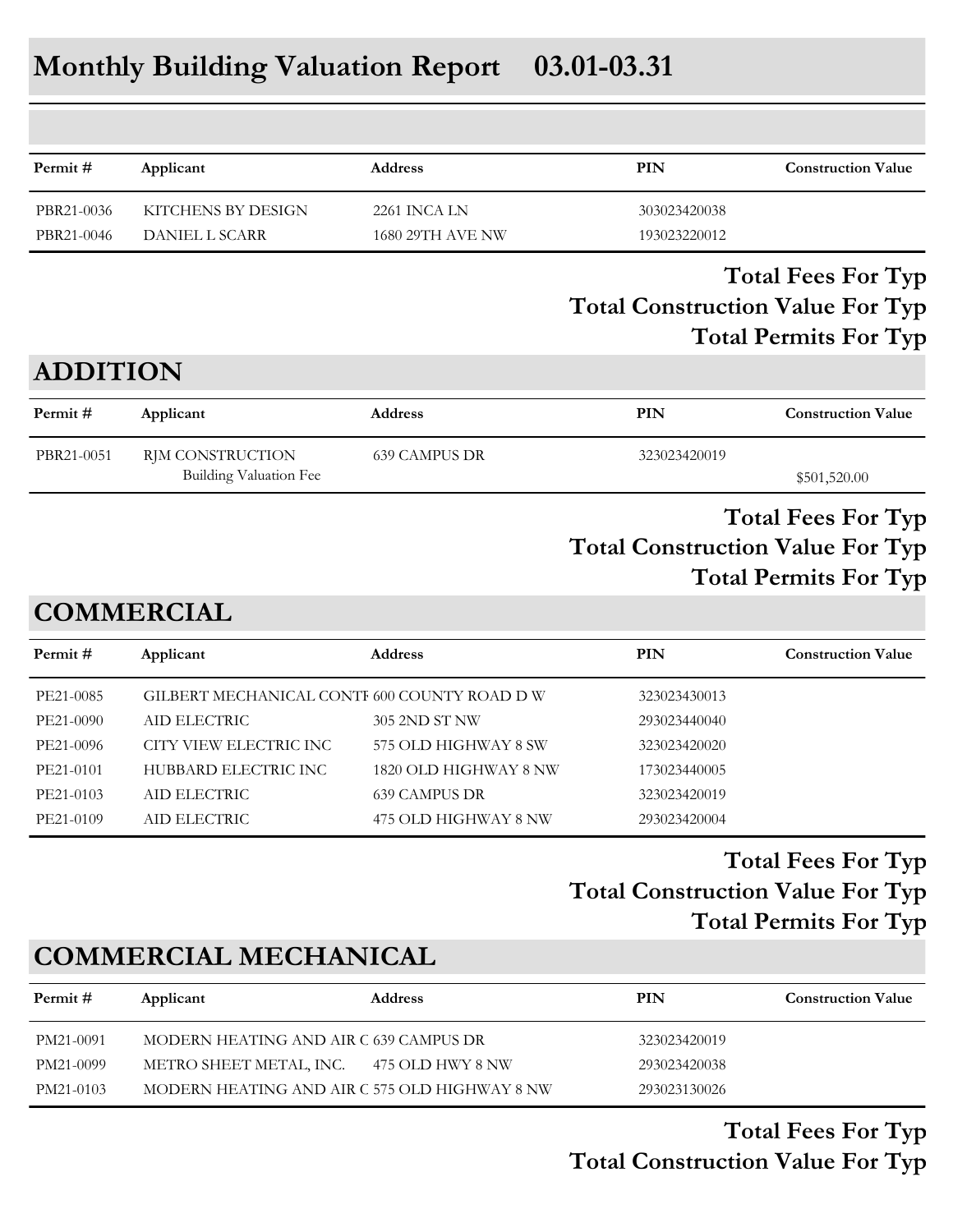# Monthly Building Valuation Report 03.01-03.31

| Permit # | Applicant | Address | PIN | Construction Value |
|---|---|---|---|---|
| PBR21-0036 | KITCHENS BY DESIGN | 2261 INCA LN | 303023420038 | |
| PBR21-0046 | DANIEL L SCARR | 1680 29TH AVE NW | 193023220012 | |

**Total Fees For Typ**
**Total Construction Value For Typ**
**Total Permits For Typ**

## ADDITION

| Permit # | Applicant | Address | PIN | Construction Value |
|---|---|---|---|---|
| PBR21-0051 | RJM CONSTRUCTION | 639 CAMPUS DR | 323023420019 | |
| | Building Valuation Fee | | | $501,520.00 |

**Total Fees For Typ**
**Total Construction Value For Typ**
**Total Permits For Typ**

## COMMERCIAL

| Permit # | Applicant | Address | PIN | Construction Value |
|---|---|---|---|---|
| PE21-0085 | GILBERT MECHANICAL CONTI | 600 COUNTY ROAD D W | 323023430013 | |
| PE21-0090 | AID ELECTRIC | 305 2ND ST NW | 293023440040 | |
| PE21-0096 | CITY VIEW ELECTRIC INC | 575 OLD HIGHWAY 8 SW | 323023420020 | |
| PE21-0101 | HUBBARD ELECTRIC INC | 1820 OLD HIGHWAY 8 NW | 173023440005 | |
| PE21-0103 | AID ELECTRIC | 639 CAMPUS DR | 323023420019 | |
| PE21-0109 | AID ELECTRIC | 475 OLD HIGHWAY 8 NW | 293023420004 | |

**Total Fees For Typ**
**Total Construction Value For Typ**
**Total Permits For Typ**

## COMMERCIAL MECHANICAL

| Permit # | Applicant | Address | PIN | Construction Value |
|---|---|---|---|---|
| PM21-0091 | MODERN HEATING AND AIR C | 639 CAMPUS DR | 323023420019 | |
| PM21-0099 | METRO SHEET METAL, INC. | 475 OLD HWY 8 NW | 293023420038 | |
| PM21-0103 | MODERN HEATING AND AIR C | 575 OLD HIGHWAY 8 NW | 293023130026 | |

**Total Fees For Typ**
**Total Construction Value For Typ**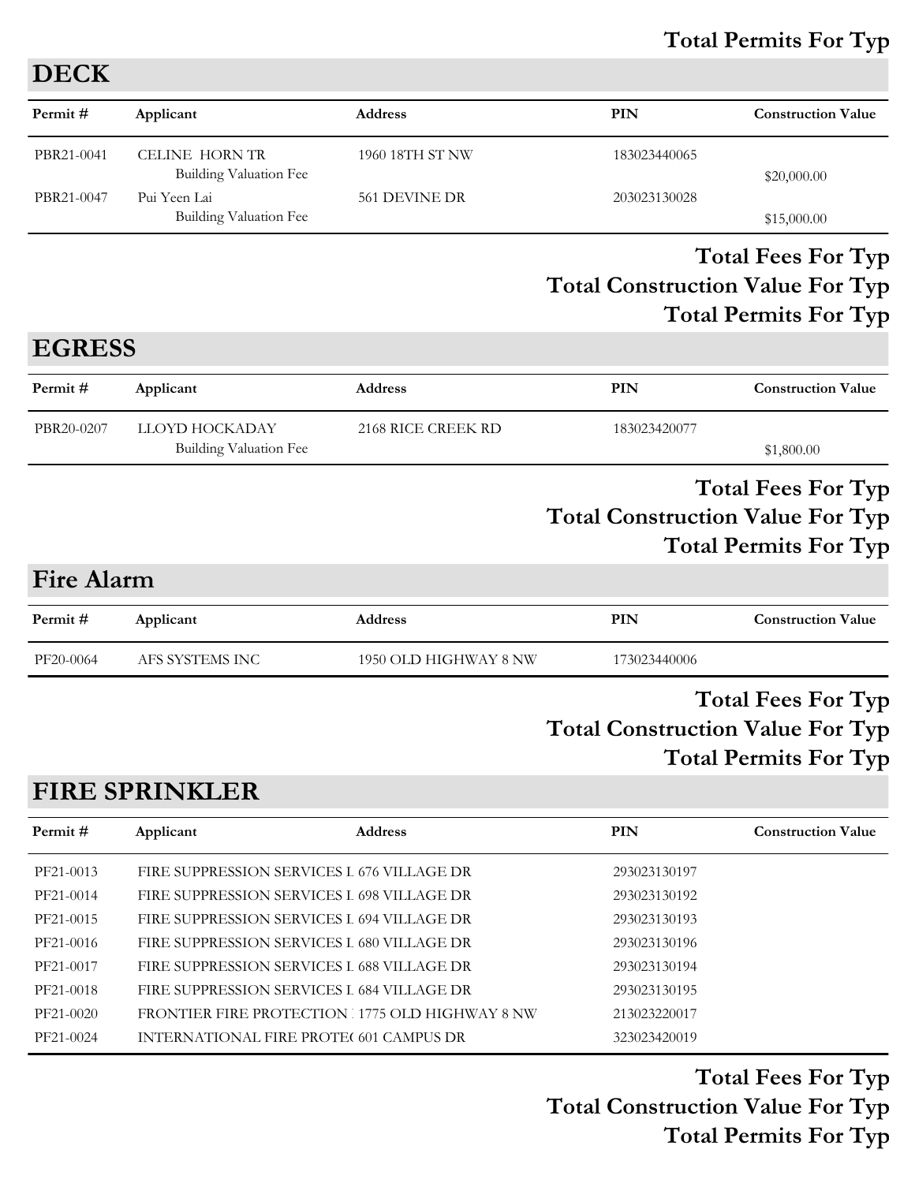**Total Permits For Typ**

## DECK

| Permit # | Applicant | Address | PIN | Construction Value |
|---|---|---|---|---|
| PBR21-0041 | CELINE HORN TR | 1960 18TH ST NW | 183023440065 | |
| | Building Valuation Fee | | | $20,000.00 |
| PBR21-0047 | Pui Yeen Lai | 561 DEVINE DR | 203023130028 | |
| | Building Valuation Fee | | | $15,000.00 |

**Total Fees For Typ**
**Total Construction Value For Typ**
**Total Permits For Typ**

## EGRESS

| Permit # | Applicant | Address | PIN | Construction Value |
|---|---|---|---|---|
| PBR20-0207 | LLOYD HOCKADAY | 2168 RICE CREEK RD | 183023420077 | |
| | Building Valuation Fee | | | $1,800.00 |

**Total Fees For Typ**
**Total Construction Value For Typ**
**Total Permits For Typ**

## Fire Alarm

| Permit # | Applicant | Address | PIN | Construction Value |
|---|---|---|---|---|
| PF20-0064 | AFS SYSTEMS INC | 1950 OLD HIGHWAY 8 NW | 173023440006 | |

**Total Fees For Typ**
**Total Construction Value For Typ**
**Total Permits For Typ**

## FIRE SPRINKLER

| Permit # | Applicant | Address | PIN | Construction Value |
|---|---|---|---|---|
| PF21-0013 | FIRE SUPPRESSION SERVICES I | 676 VILLAGE DR | 293023130197 | |
| PF21-0014 | FIRE SUPPRESSION SERVICES I | 698 VILLAGE DR | 293023130192 | |
| PF21-0015 | FIRE SUPPRESSION SERVICES I | 694 VILLAGE DR | 293023130193 | |
| PF21-0016 | FIRE SUPPRESSION SERVICES I | 680 VILLAGE DR | 293023130196 | |
| PF21-0017 | FIRE SUPPRESSION SERVICES I | 688 VILLAGE DR | 293023130194 | |
| PF21-0018 | FIRE SUPPRESSION SERVICES I | 684 VILLAGE DR | 293023130195 | |
| PF21-0020 | FRONTIER FIRE PROTECTION | 1775 OLD HIGHWAY 8 NW | 213023220017 | |
| PF21-0024 | INTERNATIONAL FIRE PROTEC | 601 CAMPUS DR | 323023420019 | |

**Total Fees For Typ**
**Total Construction Value For Typ**
**Total Permits For Typ**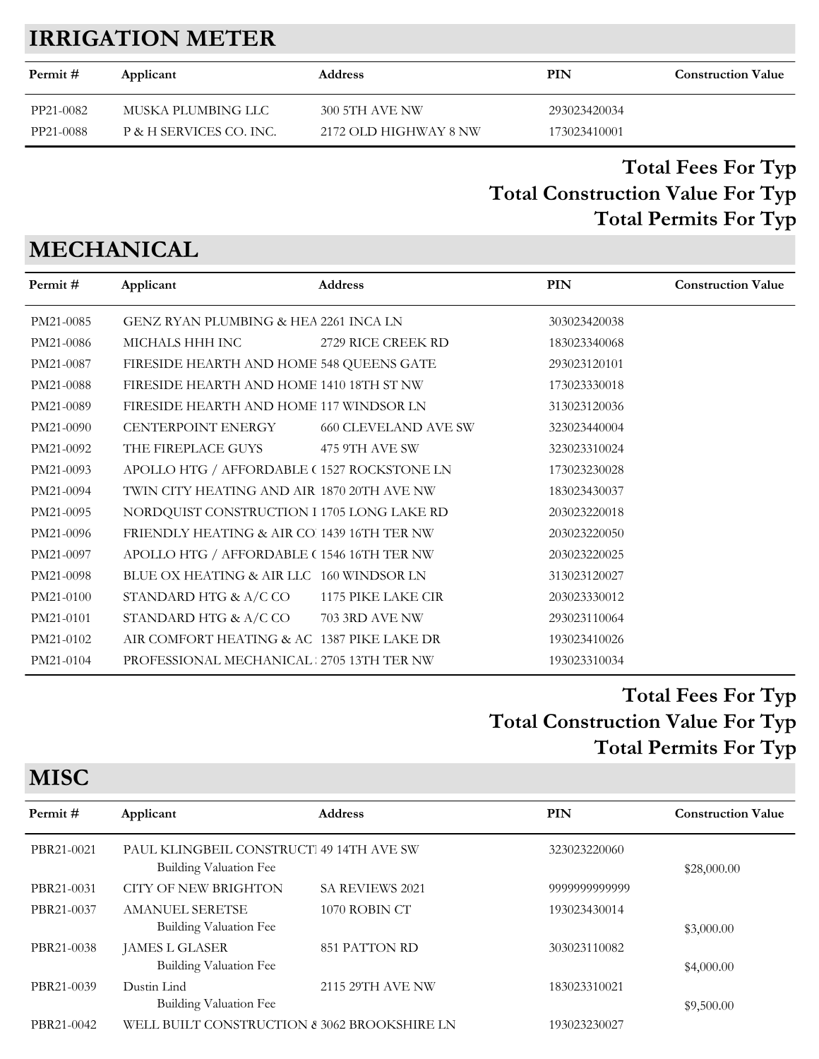## IRRIGATION METER

| Permit # | Applicant | Address | PIN | Construction Value |
|---|---|---|---|---|
| PP21-0082 | MUSKA PLUMBING LLC | 300 5TH AVE NW | 293023420034 | |
| PP21-0088 | P & H SERVICES CO. INC. | 2172 OLD HIGHWAY 8 NW | 173023410001 | |

**Total Fees For Typ**

**Total Construction Value For Typ**

**Total Permits For Typ**

## MECHANICAL

| Permit # | Applicant | Address | PIN | Construction Value |
|---|---|---|---|---|
| PM21-0085 | GENZ RYAN PLUMBING & HEA | 2261 INCA LN | 303023420038 | |
| PM21-0086 | MICHALS HHH INC | 2729 RICE CREEK RD | 183023340068 | |
| PM21-0087 | FIRESIDE HEARTH AND HOME | 548 QUEENS GATE | 293023120101 | |
| PM21-0088 | FIRESIDE HEARTH AND HOME | 1410 18TH ST NW | 173023330018 | |
| PM21-0089 | FIRESIDE HEARTH AND HOME | 117 WINDSOR LN | 313023120036 | |
| PM21-0090 | CENTERPOINT ENERGY | 660 CLEVELAND AVE SW | 323023440004 | |
| PM21-0092 | THE FIREPLACE GUYS | 475 9TH AVE SW | 323023310024 | |
| PM21-0093 | APOLLO HTG / AFFORDABLE ( | 1527 ROCKSTONE LN | 173023230028 | |
| PM21-0094 | TWIN CITY HEATING AND AIR | 1870 20TH AVE NW | 183023430037 | |
| PM21-0095 | NORDQUIST CONSTRUCTION I | 1705 LONG LAKE RD | 203023220018 | |
| PM21-0096 | FRIENDLY HEATING & AIR CO | 1439 16TH TER NW | 203023220050 | |
| PM21-0097 | APOLLO HTG / AFFORDABLE ( | 1546 16TH TER NW | 203023220025 | |
| PM21-0098 | BLUE OX HEATING & AIR LLC | 160 WINDSOR LN | 313023120027 | |
| PM21-0100 | STANDARD HTG & A/C CO | 1175 PIKE LAKE CIR | 203023330012 | |
| PM21-0101 | STANDARD HTG & A/C CO | 703 3RD AVE NW | 293023110064 | |
| PM21-0102 | AIR COMFORT HEATING & AC | 1387 PIKE LAKE DR | 193023410026 | |
| PM21-0104 | PROFESSIONAL MECHANICAL | 2705 13TH TER NW | 193023310034 | |

**Total Fees For Typ**

**Total Construction Value For Typ**

**Total Permits For Typ**

## MISC

| Permit # | Applicant | Address | PIN | Construction Value |
|---|---|---|---|---|
| PBR21-0021 | PAUL KLINGBEIL CONSTRUCT | 49 14TH AVE SW | 323023220060 | |
| | Building Valuation Fee | | | $28,000.00 |
| PBR21-0031 | CITY OF NEW BRIGHTON | SA REVIEWS 2021 | 9999999999999 | |
| PBR21-0037 | AMANUEL SERETSE | 1070 ROBIN CT | 193023430014 | |
| | Building Valuation Fee | | | $3,000.00 |
| PBR21-0038 | JAMES L GLASER | 851 PATTON RD | 303023110082 | |
| | Building Valuation Fee | | | $4,000.00 |
| PBR21-0039 | Dustin Lind | 2115 29TH AVE NW | 183023310021 | |
| | Building Valuation Fee | | | $9,500.00 |
| PBR21-0042 | WELL BUILT CONSTRUCTION & | 3062 BROOKSHIRE LN | 193023230027 | |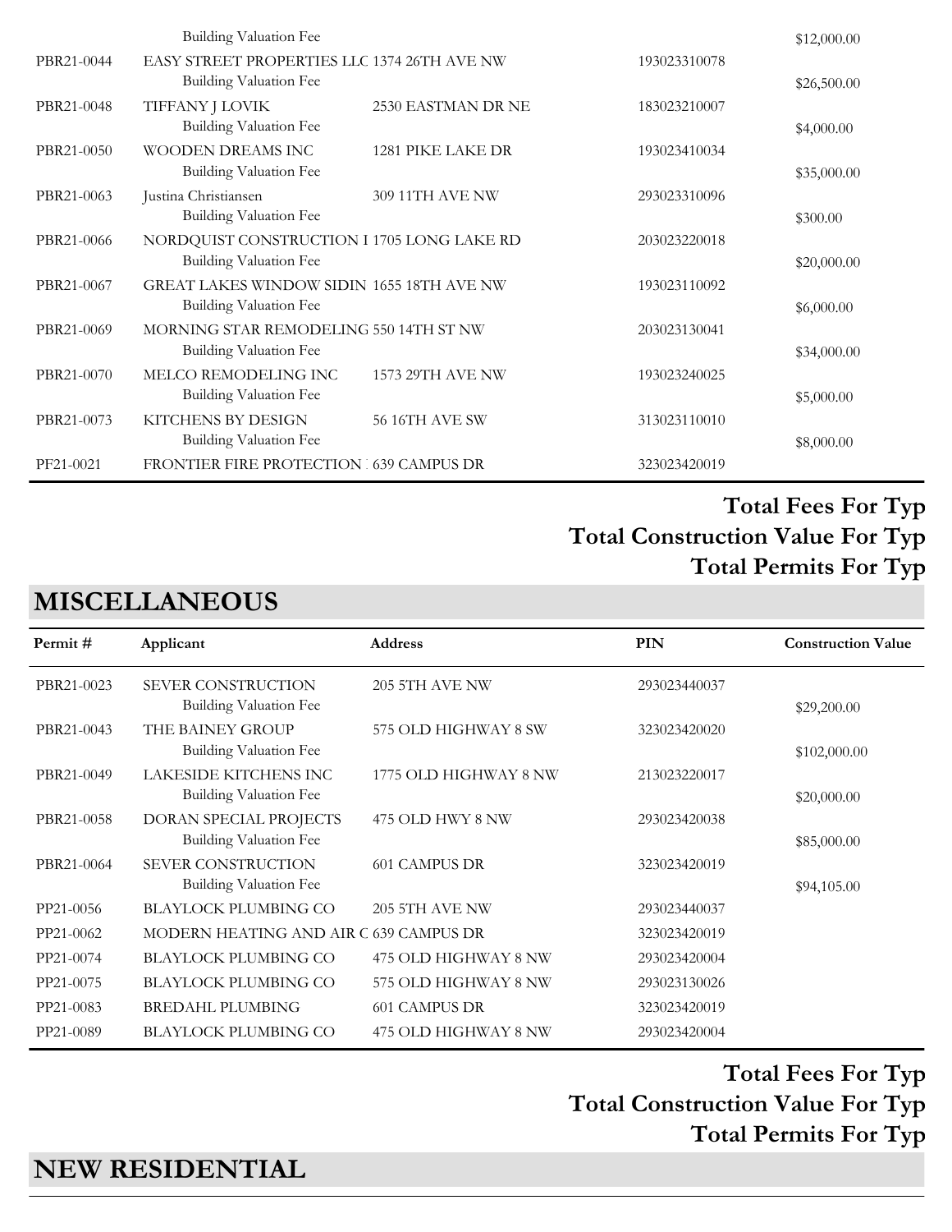| Permit # | Applicant | Address | PIN | Construction Value |
|---|---|---|---|---|
| | Building Valuation Fee | | | $12,000.00 |
| PBR21-0044 | EASY STREET PROPERTIES LLC | 1374 26TH AVE NW | 193023310078 | |
| | Building Valuation Fee | | | $26,500.00 |
| PBR21-0048 | TIFFANY J LOVIK | 2530 EASTMAN DR NE | 183023210007 | |
| | Building Valuation Fee | | | $4,000.00 |
| PBR21-0050 | WOODEN DREAMS INC | 1281 PIKE LAKE DR | 193023410034 | |
| | Building Valuation Fee | | | $35,000.00 |
| PBR21-0063 | Justina Christiansen | 309 11TH AVE NW | 293023310096 | |
| | Building Valuation Fee | | | $300.00 |
| PBR21-0066 | NORDQUIST CONSTRUCTION I | 1705 LONG LAKE RD | 203023220018 | |
| | Building Valuation Fee | | | $20,000.00 |
| PBR21-0067 | GREAT LAKES WINDOW SIDIN | 1655 18TH AVE NW | 193023110092 | |
| | Building Valuation Fee | | | $6,000.00 |
| PBR21-0069 | MORNING STAR REMODELING | 550 14TH ST NW | 203023130041 | |
| | Building Valuation Fee | | | $34,000.00 |
| PBR21-0070 | MELCO REMODELING INC | 1573 29TH AVE NW | 193023240025 | |
| | Building Valuation Fee | | | $5,000.00 |
| PBR21-0073 | KITCHENS BY DESIGN | 56 16TH AVE SW | 313023110010 | |
| | Building Valuation Fee | | | $8,000.00 |
| PF21-0021 | FRONTIER FIRE PROTECTION | 639 CAMPUS DR | 323023420019 | |

**Total Fees For Typ**
**Total Construction Value For Typ**
**Total Permits For Typ**

## MISCELLANEOUS

| Permit # | Applicant | Address | PIN | Construction Value |
|---|---|---|---|---|
| PBR21-0023 | SEVER CONSTRUCTION | 205 5TH AVE NW | 293023440037 | |
| | Building Valuation Fee | | | $29,200.00 |
| PBR21-0043 | THE BAINEY GROUP | 575 OLD HIGHWAY 8 SW | 323023420020 | |
| | Building Valuation Fee | | | $102,000.00 |
| PBR21-0049 | LAKESIDE KITCHENS INC | 1775 OLD HIGHWAY 8 NW | 213023220017 | |
| | Building Valuation Fee | | | $20,000.00 |
| PBR21-0058 | DORAN SPECIAL PROJECTS | 475 OLD HWY 8 NW | 293023420038 | |
| | Building Valuation Fee | | | $85,000.00 |
| PBR21-0064 | SEVER CONSTRUCTION | 601 CAMPUS DR | 323023420019 | |
| | Building Valuation Fee | | | $94,105.00 |
| PP21-0056 | BLAYLOCK PLUMBING CO | 205 5TH AVE NW | 293023440037 | |
| PP21-0062 | MODERN HEATING AND AIR C | 639 CAMPUS DR | 323023420019 | |
| PP21-0074 | BLAYLOCK PLUMBING CO | 475 OLD HIGHWAY 8 NW | 293023420004 | |
| PP21-0075 | BLAYLOCK PLUMBING CO | 575 OLD HIGHWAY 8 NW | 293023130026 | |
| PP21-0083 | BREDAHL PLUMBING | 601 CAMPUS DR | 323023420019 | |
| PP21-0089 | BLAYLOCK PLUMBING CO | 475 OLD HIGHWAY 8 NW | 293023420004 | |

**Total Fees For Typ**
**Total Construction Value For Typ**
**Total Permits For Typ**

## NEW RESIDENTIAL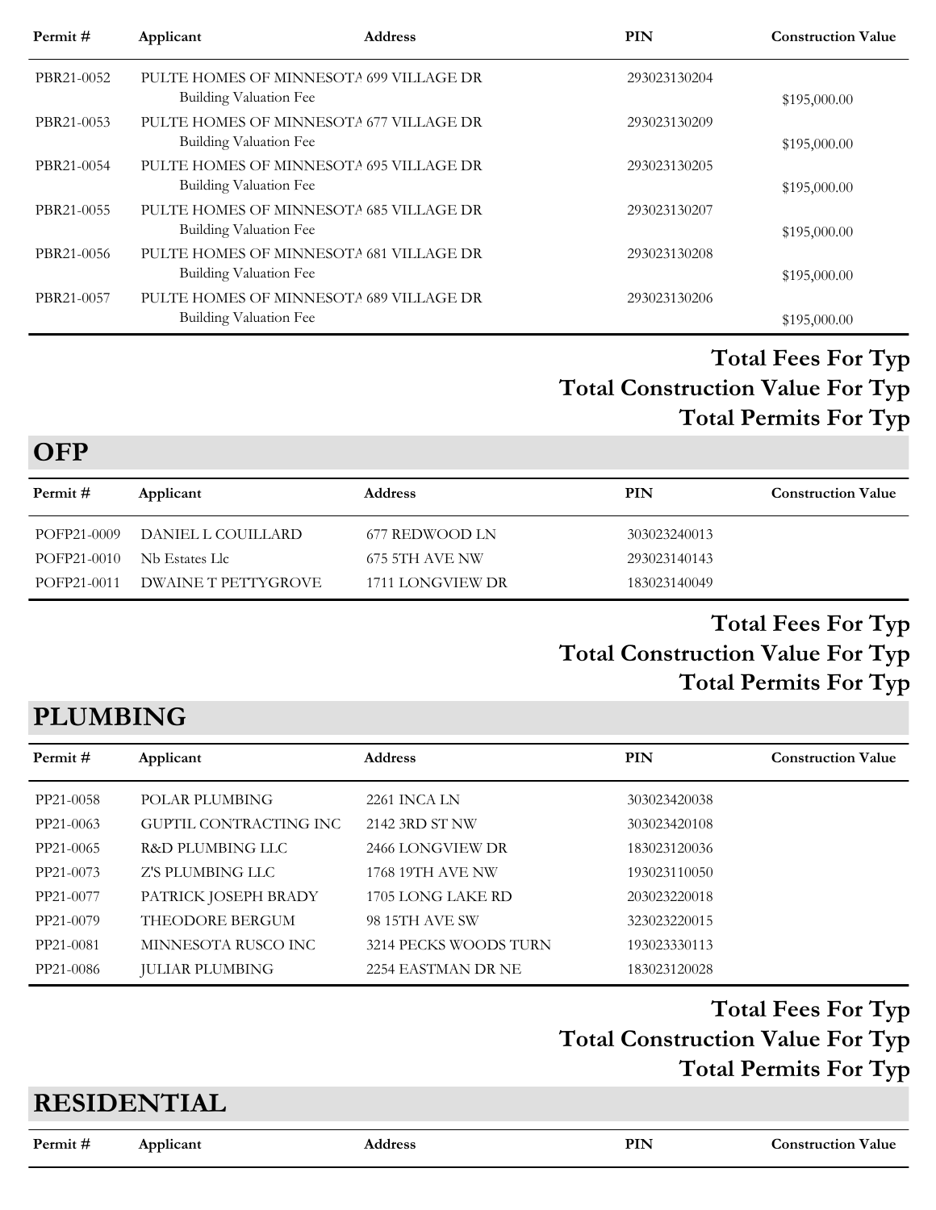| Permit # | Applicant | Address | PIN | Construction Value |
|---|---|---|---|---|
| PBR21-0052 | PULTE HOMES OF MINNESOTA | 699 VILLAGE DR | 293023130204 | |
| | Building Valuation Fee | | | $195,000.00 |
| PBR21-0053 | PULTE HOMES OF MINNESOTA | 677 VILLAGE DR | 293023130209 | |
| | Building Valuation Fee | | | $195,000.00 |
| PBR21-0054 | PULTE HOMES OF MINNESOTA | 695 VILLAGE DR | 293023130205 | |
| | Building Valuation Fee | | | $195,000.00 |
| PBR21-0055 | PULTE HOMES OF MINNESOTA | 685 VILLAGE DR | 293023130207 | |
| | Building Valuation Fee | | | $195,000.00 |
| PBR21-0056 | PULTE HOMES OF MINNESOTA | 681 VILLAGE DR | 293023130208 | |
| | Building Valuation Fee | | | $195,000.00 |
| PBR21-0057 | PULTE HOMES OF MINNESOTA | 689 VILLAGE DR | 293023130206 | |
| | Building Valuation Fee | | | $195,000.00 |

**Total Fees For Typ**

**Total Construction Value For Typ**

**Total Permits For Typ**

## OFP

| Permit # | Applicant | Address | PIN | Construction Value |
|---|---|---|---|---|
| POFP21-0009 | DANIEL L COUILLARD | 677 REDWOOD LN | 303023240013 | |
| POFP21-0010 | Nb Estates Llc | 675 5TH AVE NW | 293023140143 | |
| POFP21-0011 | DWAINE T PETTYGROVE | 1711 LONGVIEW DR | 183023140049 | |

**Total Fees For Typ**

**Total Construction Value For Typ**

**Total Permits For Typ**

## PLUMBING

| Permit # | Applicant | Address | PIN | Construction Value |
|---|---|---|---|---|
| PP21-0058 | POLAR PLUMBING | 2261 INCA LN | 303023420038 | |
| PP21-0063 | GUPTIL CONTRACTING INC | 2142 3RD ST NW | 303023420108 | |
| PP21-0065 | R&D PLUMBING LLC | 2466 LONGVIEW DR | 183023120036 | |
| PP21-0073 | Z'S PLUMBING LLC | 1768 19TH AVE NW | 193023110050 | |
| PP21-0077 | PATRICK JOSEPH BRADY | 1705 LONG LAKE RD | 203023220018 | |
| PP21-0079 | THEODORE BERGUM | 98 15TH AVE SW | 323023220015 | |
| PP21-0081 | MINNESOTA RUSCO INC | 3214 PECKS WOODS TURN | 193023330113 | |
| PP21-0086 | JULIAR PLUMBING | 2254 EASTMAN DR NE | 183023120028 | |

**Total Fees For Typ**

**Total Construction Value For Typ**

**Total Permits For Typ**

## RESIDENTIAL

| Permit # | Applicant | Address | PIN | Construction Value |
|---|---|---|---|---|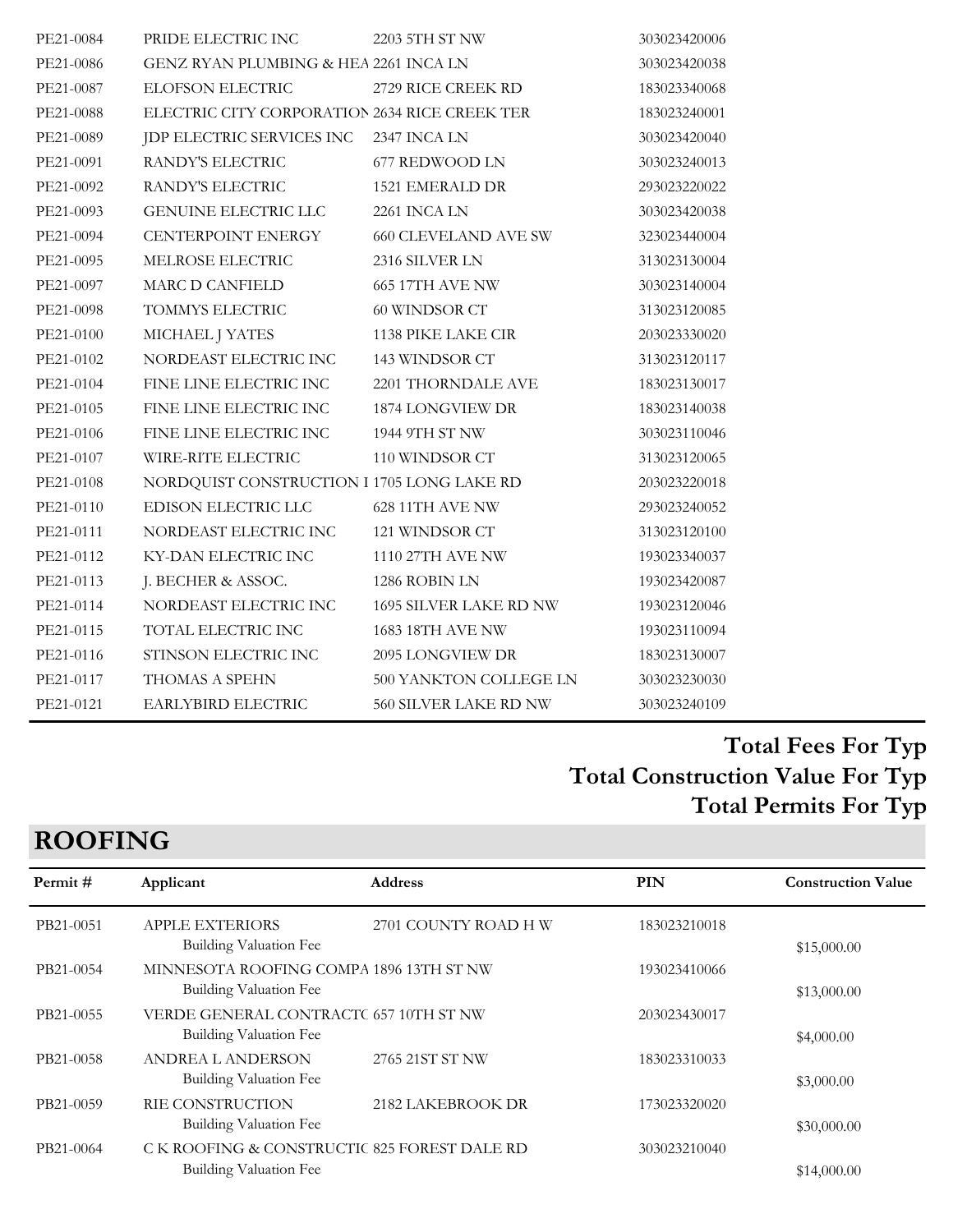| | | | |
|---|---|---|---|
| PE21-0084 | PRIDE ELECTRIC INC | 2203 5TH ST NW | 303023420006 |
| PE21-0086 | GENZ RYAN PLUMBING & HEA | 2261 INCA LN | 303023420038 |
| PE21-0087 | ELOFSON ELECTRIC | 2729 RICE CREEK RD | 183023340068 |
| PE21-0088 | ELECTRIC CITY CORPORATION | 2634 RICE CREEK TER | 183023240001 |
| PE21-0089 | JDP ELECTRIC SERVICES INC | 2347 INCA LN | 303023420040 |
| PE21-0091 | RANDY'S ELECTRIC | 677 REDWOOD LN | 303023240013 |
| PE21-0092 | RANDY'S ELECTRIC | 1521 EMERALD DR | 293023220022 |
| PE21-0093 | GENUINE ELECTRIC LLC | 2261 INCA LN | 303023420038 |
| PE21-0094 | CENTERPOINT ENERGY | 660 CLEVELAND AVE SW | 323023440004 |
| PE21-0095 | MELROSE ELECTRIC | 2316 SILVER LN | 313023130004 |
| PE21-0097 | MARC D CANFIELD | 665 17TH AVE NW | 303023140004 |
| PE21-0098 | TOMMYS ELECTRIC | 60 WINDSOR CT | 313023120085 |
| PE21-0100 | MICHAEL J YATES | 1138 PIKE LAKE CIR | 203023330020 |
| PE21-0102 | NORDEAST ELECTRIC INC | 143 WINDSOR CT | 313023120117 |
| PE21-0104 | FINE LINE ELECTRIC INC | 2201 THORNDALE AVE | 183023130017 |
| PE21-0105 | FINE LINE ELECTRIC INC | 1874 LONGVIEW DR | 183023140038 |
| PE21-0106 | FINE LINE ELECTRIC INC | 1944 9TH ST NW | 303023110046 |
| PE21-0107 | WIRE-RITE ELECTRIC | 110 WINDSOR CT | 313023120065 |
| PE21-0108 | NORDQUIST CONSTRUCTION I | 1705 LONG LAKE RD | 203023220018 |
| PE21-0110 | EDISON ELECTRIC LLC | 628 11TH AVE NW | 293023240052 |
| PE21-0111 | NORDEAST ELECTRIC INC | 121 WINDSOR CT | 313023120100 |
| PE21-0112 | KY-DAN ELECTRIC INC | 1110 27TH AVE NW | 193023340037 |
| PE21-0113 | J. BECHER & ASSOC. | 1286 ROBIN LN | 193023420087 |
| PE21-0114 | NORDEAST ELECTRIC INC | 1695 SILVER LAKE RD NW | 193023120046 |
| PE21-0115 | TOTAL ELECTRIC INC | 1683 18TH AVE NW | 193023110094 |
| PE21-0116 | STINSON ELECTRIC INC | 2095 LONGVIEW DR | 183023130007 |
| PE21-0117 | THOMAS A SPEHN | 500 YANKTON COLLEGE LN | 303023230030 |
| PE21-0121 | EARLYBIRD ELECTRIC | 560 SILVER LAKE RD NW | 303023240109 |

**Total Fees For Typ**
**Total Construction Value For Typ**
**Total Permits For Typ**

## ROOFING

| Permit # | Applicant | Address | PIN | Construction Value |
|---|---|---|---|---|
| PB21-0051 | APPLE EXTERIORS<br>Building Valuation Fee | 2701 COUNTY ROAD H W | 183023210018 | $15,000.00 |
| PB21-0054 | MINNESOTA ROOFING COMPA<br>Building Valuation Fee | 1896 13TH ST NW | 193023410066 | $13,000.00 |
| PB21-0055 | VERDE GENERAL CONTRACTC<br>Building Valuation Fee | 657 10TH ST NW | 203023430017 | $4,000.00 |
| PB21-0058 | ANDREA L ANDERSON<br>Building Valuation Fee | 2765 21ST ST NW | 183023310033 | $3,000.00 |
| PB21-0059 | RIE CONSTRUCTION<br>Building Valuation Fee | 2182 LAKEBROOK DR | 173023320020 | $30,000.00 |
| PB21-0064 | C K ROOFING & CONSTRUCTIC<br>Building Valuation Fee | 825 FOREST DALE RD | 303023210040 | $14,000.00 |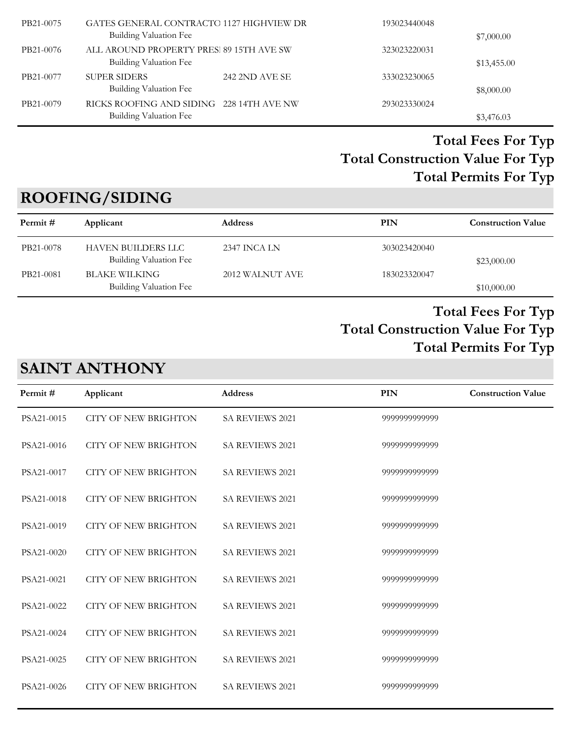| Permit # | Applicant | Address | PIN | Construction Value |
|---|---|---|---|---|
| PB21-0075 | GATES GENERAL CONTRACTO | 1127 HIGHVIEW DR | 193023440048 | |
| | Building Valuation Fee | | | $7,000.00 |
| PB21-0076 | ALL AROUND PROPERTY PRESI | 89 15TH AVE SW | 323023220031 | |
| | Building Valuation Fee | | | $13,455.00 |
| PB21-0077 | SUPER SIDERS | 242 2ND AVE SE | 333023230065 | |
| | Building Valuation Fee | | | $8,000.00 |
| PB21-0079 | RICKS ROOFING AND SIDING | 228 14TH AVE NW | 293023330024 | |
| | Building Valuation Fee | | | $3,476.03 |

**Total Fees For Typ**

**Total Construction Value For Typ**

**Total Permits For Typ**

## ROOFING/SIDING

| Permit # | Applicant | Address | PIN | Construction Value |
|---|---|---|---|---|
| PB21-0078 | HAVEN BUILDERS LLC | 2347 INCA LN | 303023420040 | |
| | Building Valuation Fee | | | $23,000.00 |
| PB21-0081 | BLAKE WILKING | 2012 WALNUT AVE | 183023320047 | |
| | Building Valuation Fee | | | $10,000.00 |

**Total Fees For Typ**

**Total Construction Value For Typ**

**Total Permits For Typ**

## SAINT ANTHONY

| Permit # | Applicant | Address | PIN | Construction Value |
|---|---|---|---|---|
| PSA21-0015 | CITY OF NEW BRIGHTON | SA REVIEWS 2021 | 9999999999999 | |
| PSA21-0016 | CITY OF NEW BRIGHTON | SA REVIEWS 2021 | 9999999999999 | |
| PSA21-0017 | CITY OF NEW BRIGHTON | SA REVIEWS 2021 | 9999999999999 | |
| PSA21-0018 | CITY OF NEW BRIGHTON | SA REVIEWS 2021 | 9999999999999 | |
| PSA21-0019 | CITY OF NEW BRIGHTON | SA REVIEWS 2021 | 9999999999999 | |
| PSA21-0020 | CITY OF NEW BRIGHTON | SA REVIEWS 2021 | 9999999999999 | |
| PSA21-0021 | CITY OF NEW BRIGHTON | SA REVIEWS 2021 | 9999999999999 | |
| PSA21-0022 | CITY OF NEW BRIGHTON | SA REVIEWS 2021 | 9999999999999 | |
| PSA21-0024 | CITY OF NEW BRIGHTON | SA REVIEWS 2021 | 9999999999999 | |
| PSA21-0025 | CITY OF NEW BRIGHTON | SA REVIEWS 2021 | 9999999999999 | |
| PSA21-0026 | CITY OF NEW BRIGHTON | SA REVIEWS 2021 | 9999999999999 | |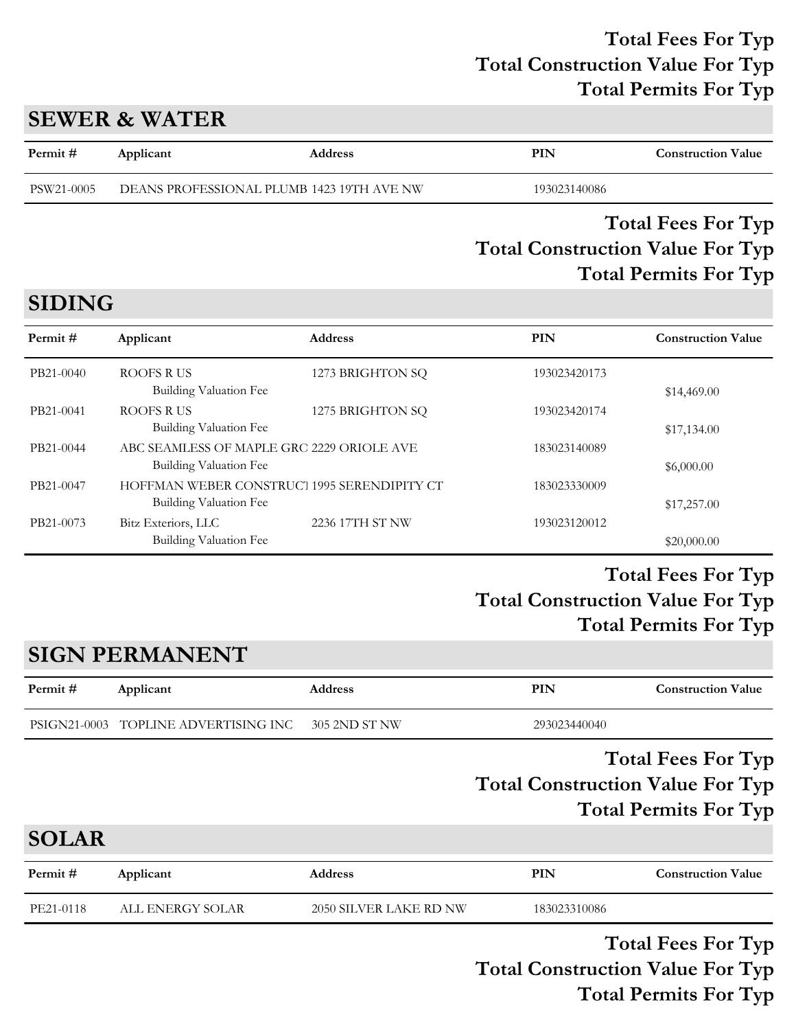**Total Fees For Typ**
**Total Construction Value For Typ**
**Total Permits For Typ**

## SEWER & WATER

| Permit # | Applicant | Address | PIN | Construction Value |
|---|---|---|---|---|
| PSW21-0005 | DEANS PROFESSIONAL PLUMB | 1423 19TH AVE NW | 193023140086 | |

**Total Fees For Typ**
**Total Construction Value For Typ**
**Total Permits For Typ**

## SIDING

| Permit # | Applicant | Address | PIN | Construction Value |
|---|---|---|---|---|
| PB21-0040 | ROOFS R US | 1273 BRIGHTON SQ | 193023420173 | |
| | Building Valuation Fee | | | $14,469.00 |
| PB21-0041 | ROOFS R US | 1275 BRIGHTON SQ | 193023420174 | |
| | Building Valuation Fee | | | $17,134.00 |
| PB21-0044 | ABC SEAMLESS OF MAPLE GRC | 2229 ORIOLE AVE | 183023140089 | |
| | Building Valuation Fee | | | $6,000.00 |
| PB21-0047 | HOFFMAN WEBER CONSTRUCT | 1995 SERENDIPITY CT | 183023330009 | |
| | Building Valuation Fee | | | $17,257.00 |
| PB21-0073 | Bitz Exteriors, LLC | 2236 17TH ST NW | 193023120012 | |
| | Building Valuation Fee | | | $20,000.00 |

**Total Fees For Typ**
**Total Construction Value For Typ**
**Total Permits For Typ**

## SIGN PERMANENT

| Permit # | Applicant | Address | PIN | Construction Value |
|---|---|---|---|---|
| PSIGN21-0003 | TOPLINE ADVERTISING INC | 305 2ND ST NW | 293023440040 | |

**Total Fees For Typ**
**Total Construction Value For Typ**
**Total Permits For Typ**

## SOLAR

| Permit # | Applicant | Address | PIN | Construction Value |
|---|---|---|---|---|
| PE21-0118 | ALL ENERGY SOLAR | 2050 SILVER LAKE RD NW | 183023310086 | |

**Total Fees For Typ**
**Total Construction Value For Typ**
**Total Permits For Typ**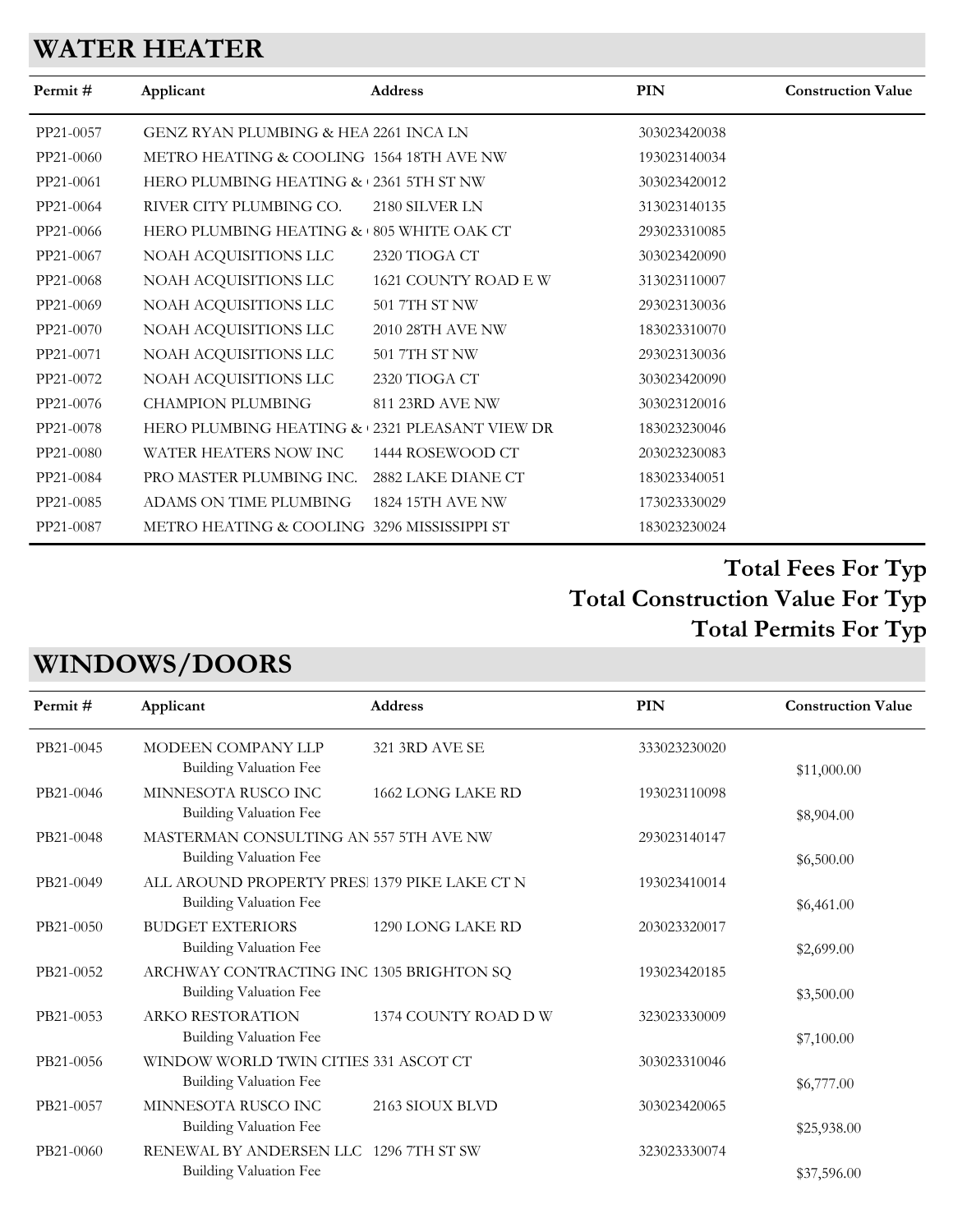## WATER HEATER

| Permit # | Applicant | Address | PIN | Construction Value |
|---|---|---|---|---|
| PP21-0057 | GENZ RYAN PLUMBING & HEA | 2261 INCA LN | 303023420038 | |
| PP21-0060 | METRO HEATING & COOLING | 1564 18TH AVE NW | 193023140034 | |
| PP21-0061 | HERO PLUMBING HEATING & | 2361 5TH ST NW | 303023420012 | |
| PP21-0064 | RIVER CITY PLUMBING CO. | 2180 SILVER LN | 313023140135 | |
| PP21-0066 | HERO PLUMBING HEATING & | 805 WHITE OAK CT | 293023310085 | |
| PP21-0067 | NOAH ACQUISITIONS LLC | 2320 TIOGA CT | 303023420090 | |
| PP21-0068 | NOAH ACQUISITIONS LLC | 1621 COUNTY ROAD E W | 313023110007 | |
| PP21-0069 | NOAH ACQUISITIONS LLC | 501 7TH ST NW | 293023130036 | |
| PP21-0070 | NOAH ACQUISITIONS LLC | 2010 28TH AVE NW | 183023310070 | |
| PP21-0071 | NOAH ACQUISITIONS LLC | 501 7TH ST NW | 293023130036 | |
| PP21-0072 | NOAH ACQUISITIONS LLC | 2320 TIOGA CT | 303023420090 | |
| PP21-0076 | CHAMPION PLUMBING | 811 23RD AVE NW | 303023120016 | |
| PP21-0078 | HERO PLUMBING HEATING & | 2321 PLEASANT VIEW DR | 183023230046 | |
| PP21-0080 | WATER HEATERS NOW INC | 1444 ROSEWOOD CT | 203023230083 | |
| PP21-0084 | PRO MASTER PLUMBING INC. | 2882 LAKE DIANE CT | 183023340051 | |
| PP21-0085 | ADAMS ON TIME PLUMBING | 1824 15TH AVE NW | 173023330029 | |
| PP21-0087 | METRO HEATING & COOLING | 3296 MISSISSIPPI ST | 183023230024 | |

**Total Fees For Typ**

**Total Construction Value For Typ**

**Total Permits For Typ**

## WINDOWS/DOORS

| Permit # | Applicant | Address | PIN | Construction Value |
|---|---|---|---|---|
| PB21-0045 | MODEEN COMPANY LLP<br>Building Valuation Fee | 321 3RD AVE SE | 333023230020 | $11,000.00 |
| PB21-0046 | MINNESOTA RUSCO INC<br>Building Valuation Fee | 1662 LONG LAKE RD | 193023110098 | $8,904.00 |
| PB21-0048 | MASTERMAN CONSULTING AN<br>Building Valuation Fee | 557 5TH AVE NW | 293023140147 | $6,500.00 |
| PB21-0049 | ALL AROUND PROPERTY PRES<br>Building Valuation Fee | 1379 PIKE LAKE CT N | 193023410014 | $6,461.00 |
| PB21-0050 | BUDGET EXTERIORS<br>Building Valuation Fee | 1290 LONG LAKE RD | 203023320017 | $2,699.00 |
| PB21-0052 | ARCHWAY CONTRACTING INC<br>Building Valuation Fee | 1305 BRIGHTON SQ | 193023420185 | $3,500.00 |
| PB21-0053 | ARKO RESTORATION<br>Building Valuation Fee | 1374 COUNTY ROAD D W | 323023330009 | $7,100.00 |
| PB21-0056 | WINDOW WORLD TWIN CITIES<br>Building Valuation Fee | 331 ASCOT CT | 303023310046 | $6,777.00 |
| PB21-0057 | MINNESOTA RUSCO INC<br>Building Valuation Fee | 2163 SIOUX BLVD | 303023420065 | $25,938.00 |
| PB21-0060 | RENEWAL BY ANDERSEN LLC<br>Building Valuation Fee | 1296 7TH ST SW | 323023330074 | $37,596.00 |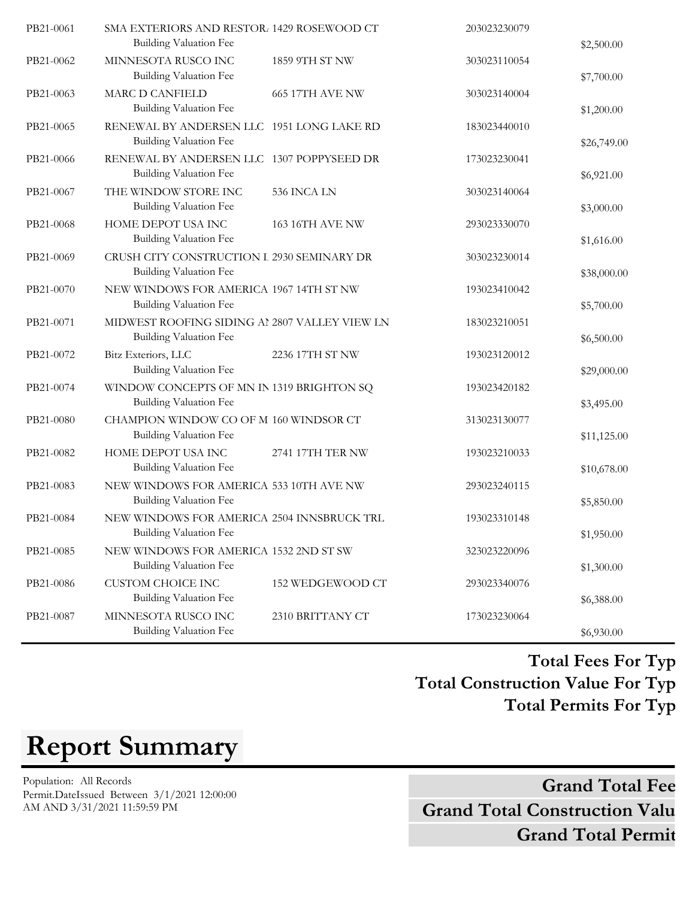| | | | | |
|---|---|---|---|---|
| PB21-0061 | SMA EXTERIORS AND RESTOR/ | 1429 ROSEWOOD CT | 203023230079 | |
| | Building Valuation Fee | | | $2,500.00 |
| PB21-0062 | MINNESOTA RUSCO INC | 1859 9TH ST NW | 303023110054 | |
| | Building Valuation Fee | | | $7,700.00 |
| PB21-0063 | MARC D CANFIELD | 665 17TH AVE NW | 303023140004 | |
| | Building Valuation Fee | | | $1,200.00 |
| PB21-0065 | RENEWAL BY ANDERSEN LLC | 1951 LONG LAKE RD | 183023440010 | |
| | Building Valuation Fee | | | $26,749.00 |
| PB21-0066 | RENEWAL BY ANDERSEN LLC | 1307 POPPYSEED DR | 173023230041 | |
| | Building Valuation Fee | | | $6,921.00 |
| PB21-0067 | THE WINDOW STORE INC | 536 INCA LN | 303023140064 | |
| | Building Valuation Fee | | | $3,000.00 |
| PB21-0068 | HOME DEPOT USA INC | 163 16TH AVE NW | 293023330070 | |
| | Building Valuation Fee | | | $1,616.00 |
| PB21-0069 | CRUSH CITY CONSTRUCTION L | 2930 SEMINARY DR | 303023230014 | |
| | Building Valuation Fee | | | $38,000.00 |
| PB21-0070 | NEW WINDOWS FOR AMERICA | 1967 14TH ST NW | 193023410042 | |
| | Building Valuation Fee | | | $5,700.00 |
| PB21-0071 | MIDWEST ROOFING SIDING AN | 2807 VALLEY VIEW LN | 183023210051 | |
| | Building Valuation Fee | | | $6,500.00 |
| PB21-0072 | Bitz Exteriors, LLC | 2236 17TH ST NW | 193023120012 | |
| | Building Valuation Fee | | | $29,000.00 |
| PB21-0074 | WINDOW CONCEPTS OF MN IN | 1319 BRIGHTON SQ | 193023420182 | |
| | Building Valuation Fee | | | $3,495.00 |
| PB21-0080 | CHAMPION WINDOW CO OF M | 160 WINDSOR CT | 313023130077 | |
| | Building Valuation Fee | | | $11,125.00 |
| PB21-0082 | HOME DEPOT USA INC | 2741 17TH TER NW | 193023210033 | |
| | Building Valuation Fee | | | $10,678.00 |
| PB21-0083 | NEW WINDOWS FOR AMERICA | 533 10TH AVE NW | 293023240115 | |
| | Building Valuation Fee | | | $5,850.00 |
| PB21-0084 | NEW WINDOWS FOR AMERICA | 2504 INNSBRUCK TRL | 193023310148 | |
| | Building Valuation Fee | | | $1,950.00 |
| PB21-0085 | NEW WINDOWS FOR AMERICA | 1532 2ND ST SW | 323023220096 | |
| | Building Valuation Fee | | | $1,300.00 |
| PB21-0086 | CUSTOM CHOICE INC | 152 WEDGEWOOD CT | 293023340076 | |
| | Building Valuation Fee | | | $6,388.00 |
| PB21-0087 | MINNESOTA RUSCO INC | 2310 BRITTANY CT | 173023230064 | |
| | Building Valuation Fee | | | $6,930.00 |

**Total Fees For Typ**

**Total Construction Value For Typ**

**Total Permits For Typ**

# Report Summary

Population: All Records
Permit.DateIssued Between 3/1/2021 12:00:00 AM AND 3/31/2021 11:59:59 PM

**Grand Total Fee**

**Grand Total Construction Valu**

**Grand Total Permit**